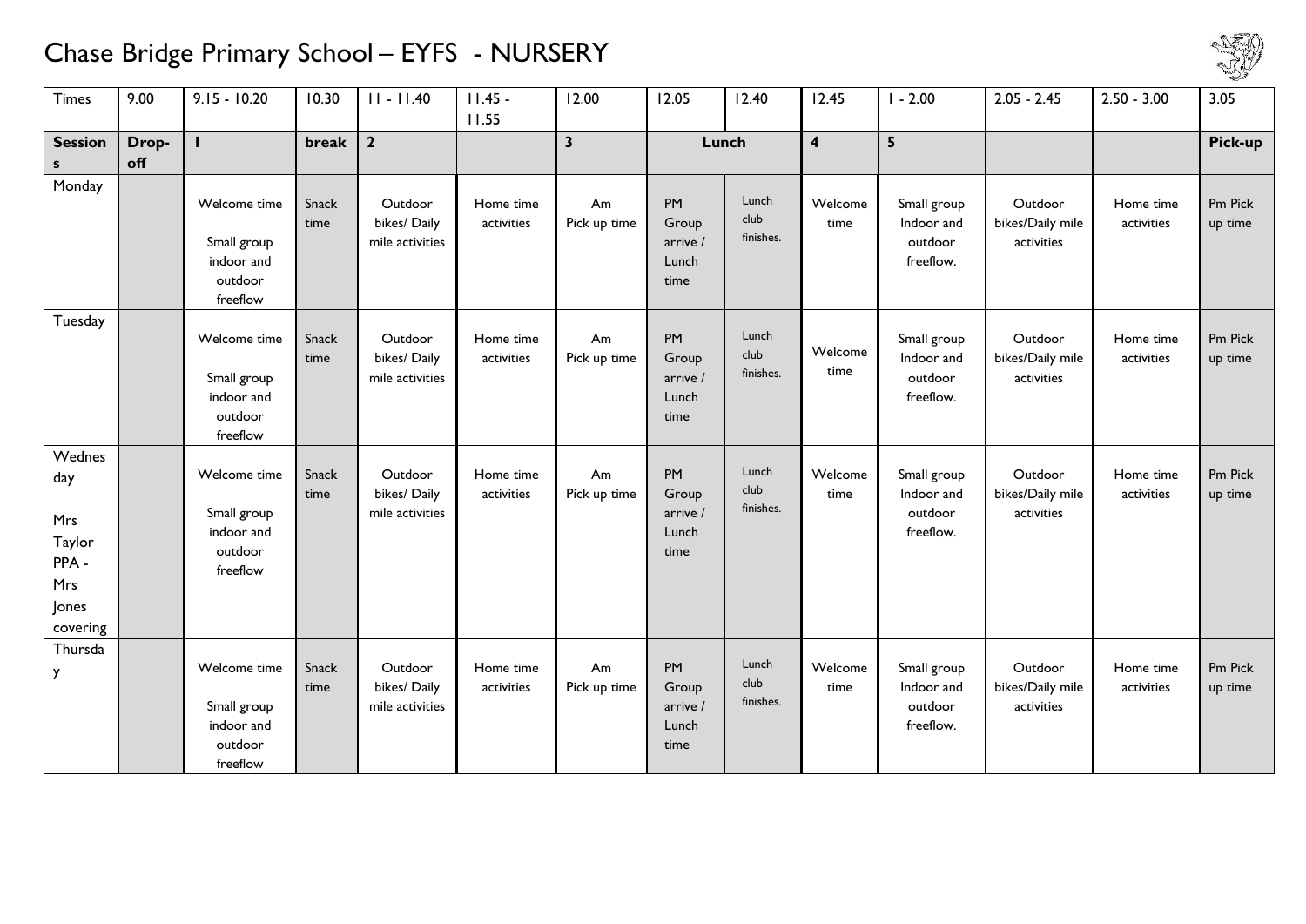# Chase Bridge Primary School – EYFS - NURSERY

| Times | 9.00 | 9.15 - 10.20 | 10.30 | 11 - 11.40 | 11.45 - 11.55 | 12.00 | 12.05 | 12.40 | 12.45 | 1 - 2.00 | 2.05 - 2.45 | 2.50 - 3.00 | 3.05 |
|---|---|---|---|---|---|---|---|---|---|---|---|---|---|
| **Sessions** | **Drop-off** | **1** | **break** | **2** | | **3** | **Lunch** | | **4** | **5** | | | **Pick-up** |
| Monday | | Welcome time Small group indoor and outdoor freeflow | Snack time | Outdoor bikes/ Daily mile activities | Home time activities | Am Pick up time | PM Group arrive / Lunch time | Lunch club finishes. | Welcome time | Small group Indoor and outdoor freeflow. | Outdoor bikes/Daily mile activities | Home time activities | Pm Pick up time |
| Tuesday | | Welcome time Small group indoor and outdoor freeflow | Snack time | Outdoor bikes/ Daily mile activities | Home time activities | Am Pick up time | PM Group arrive / Lunch time | Lunch club finishes. | Welcome time | Small group Indoor and outdoor freeflow. | Outdoor bikes/Daily mile activities | Home time activities | Pm Pick up time |
| Wednesday Mrs Taylor PPA - Mrs Jones covering | | Welcome time Small group indoor and outdoor freeflow | Snack time | Outdoor bikes/ Daily mile activities | Home time activities | Am Pick up time | PM Group arrive / Lunch time | Lunch club finishes. | Welcome time | Small group Indoor and outdoor freeflow. | Outdoor bikes/Daily mile activities | Home time activities | Pm Pick up time |
| Thursday | | Welcome time Small group indoor and outdoor freeflow | Snack time | Outdoor bikes/ Daily mile activities | Home time activities | Am Pick up time | PM Group arrive / Lunch time | Lunch club finishes. | Welcome time | Small group Indoor and outdoor freeflow. | Outdoor bikes/Daily mile activities | Home time activities | Pm Pick up time |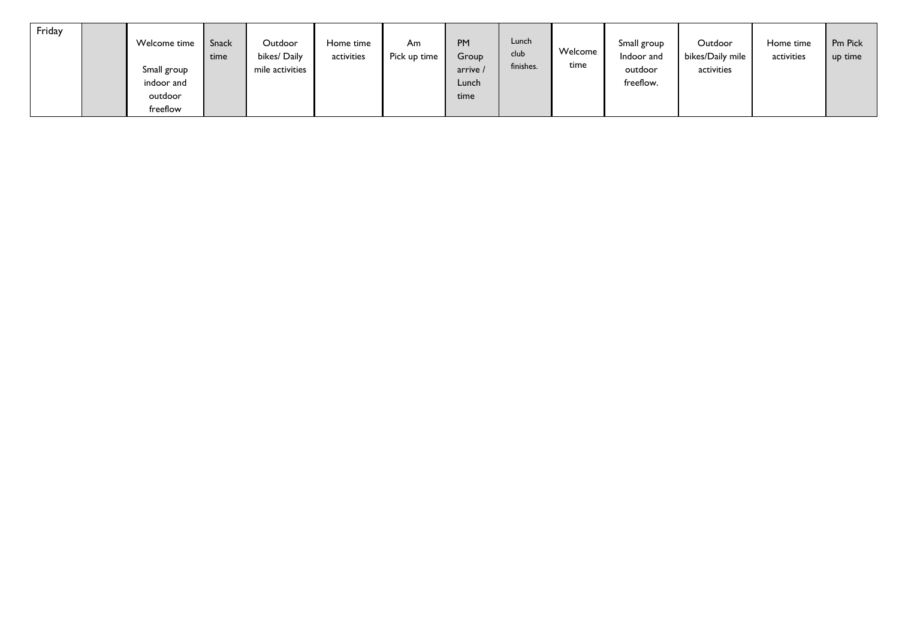| | | | | | | | | | | | | | |
|---|---|---|---|---|---|---|---|---|---|---|---|---|---|
| Friday | | Welcome time<br><br>Small group indoor and outdoor freeflow | Snack time | Outdoor bikes/ Daily mile activities | Home time activities | Am Pick up time | PM Group arrive / Lunch time | Lunch club finishes. | Welcome time | Small group Indoor and outdoor freeflow. | Outdoor bikes/Daily mile activities | Home time activities | Pm Pick up time |